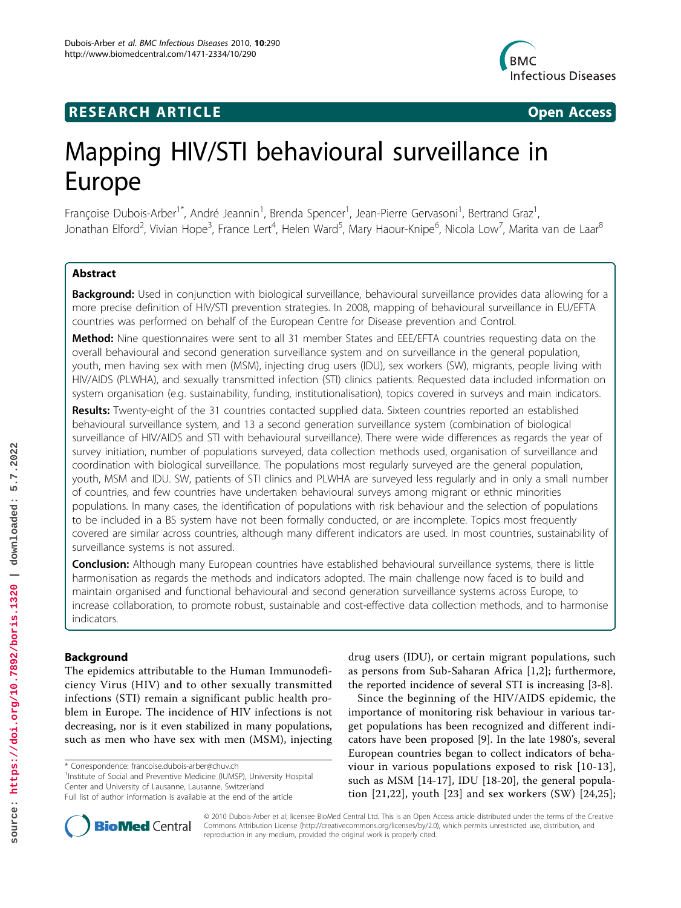## RESEARCH ARTICLE

Open Access

# Mapping HIV/STI behavioural surveillance in Europe

Françoise Dubois-Arber[1*], André Jeannin[1], Brenda Spencer[1], Jean-Pierre Gervasoni[1], Bertrand Graz[1], Jonathan Elford[2], Vivian Hope[3], France Lert[4], Helen Ward[5], Mary Haour-Knipe[6], Nicola Low[7], Marita van de Laar[8]

### Abstract

**Background:** Used in conjunction with biological surveillance, behavioural surveillance provides data allowing for a more precise definition of HIV/STI prevention strategies. In 2008, mapping of behavioural surveillance in EU/EFTA countries was performed on behalf of the European Centre for Disease prevention and Control.

**Method:** Nine questionnaires were sent to all 31 member States and EEE/EFTA countries requesting data on the overall behavioural and second generation surveillance system and on surveillance in the general population, youth, men having sex with men (MSM), injecting drug users (IDU), sex workers (SW), migrants, people living with HIV/AIDS (PLWHA), and sexually transmitted infection (STI) clinics patients. Requested data included information on system organisation (e.g. sustainability, funding, institutionalisation), topics covered in surveys and main indicators.

**Results:** Twenty-eight of the 31 countries contacted supplied data. Sixteen countries reported an established behavioural surveillance system, and 13 a second generation surveillance system (combination of biological surveillance of HIV/AIDS and STI with behavioural surveillance). There were wide differences as regards the year of survey initiation, number of populations surveyed, data collection methods used, organisation of surveillance and coordination with biological surveillance. The populations most regularly surveyed are the general population, youth, MSM and IDU. SW, patients of STI clinics and PLWHA are surveyed less regularly and in only a small number of countries, and few countries have undertaken behavioural surveys among migrant or ethnic minorities populations. In many cases, the identification of populations with risk behaviour and the selection of populations to be included in a BS system have not been formally conducted, or are incomplete. Topics most frequently covered are similar across countries, although many different indicators are used. In most countries, sustainability of surveillance systems is not assured.

**Conclusion:** Although many European countries have established behavioural surveillance systems, there is little harmonisation as regards the methods and indicators adopted. The main challenge now faced is to build and maintain organised and functional behavioural and second generation surveillance systems across Europe, to increase collaboration, to promote robust, sustainable and cost-effective data collection methods, and to harmonise indicators.

## Background

The epidemics attributable to the Human Immunodeficiency Virus (HIV) and to other sexually transmitted infections (STI) remain a significant public health problem in Europe. The incidence of HIV infections is not decreasing, nor is it even stabilized in many populations, such as men who have sex with men (MSM), injecting drug users (IDU), or certain migrant populations, such as persons from Sub-Saharan Africa [1,2]; furthermore, the reported incidence of several STI is increasing [3-8].

Since the beginning of the HIV/AIDS epidemic, the importance of monitoring risk behaviour in various target populations has been recognized and different indicators have been proposed [9]. In the late 1980's, several European countries began to collect indicators of behaviour in various populations exposed to risk [10-13], such as MSM [14-17], IDU [18-20], the general population [21,22], youth [23] and sex workers (SW) [24,25];

* Correspondence: francoise.dubois-arber@chuv.ch
[1]Institute of Social and Preventive Medicine (IUMSP), University Hospital Center and University of Lausanne, Lausanne, Switzerland
Full list of author information is available at the end of the article

© 2010 Dubois-Arber et al; licensee BioMed Central Ltd. This is an Open Access article distributed under the terms of the Creative Commons Attribution License (http://creativecommons.org/licenses/by/2.0), which permits unrestricted use, distribution, and reproduction in any medium, provided the original work is properly cited.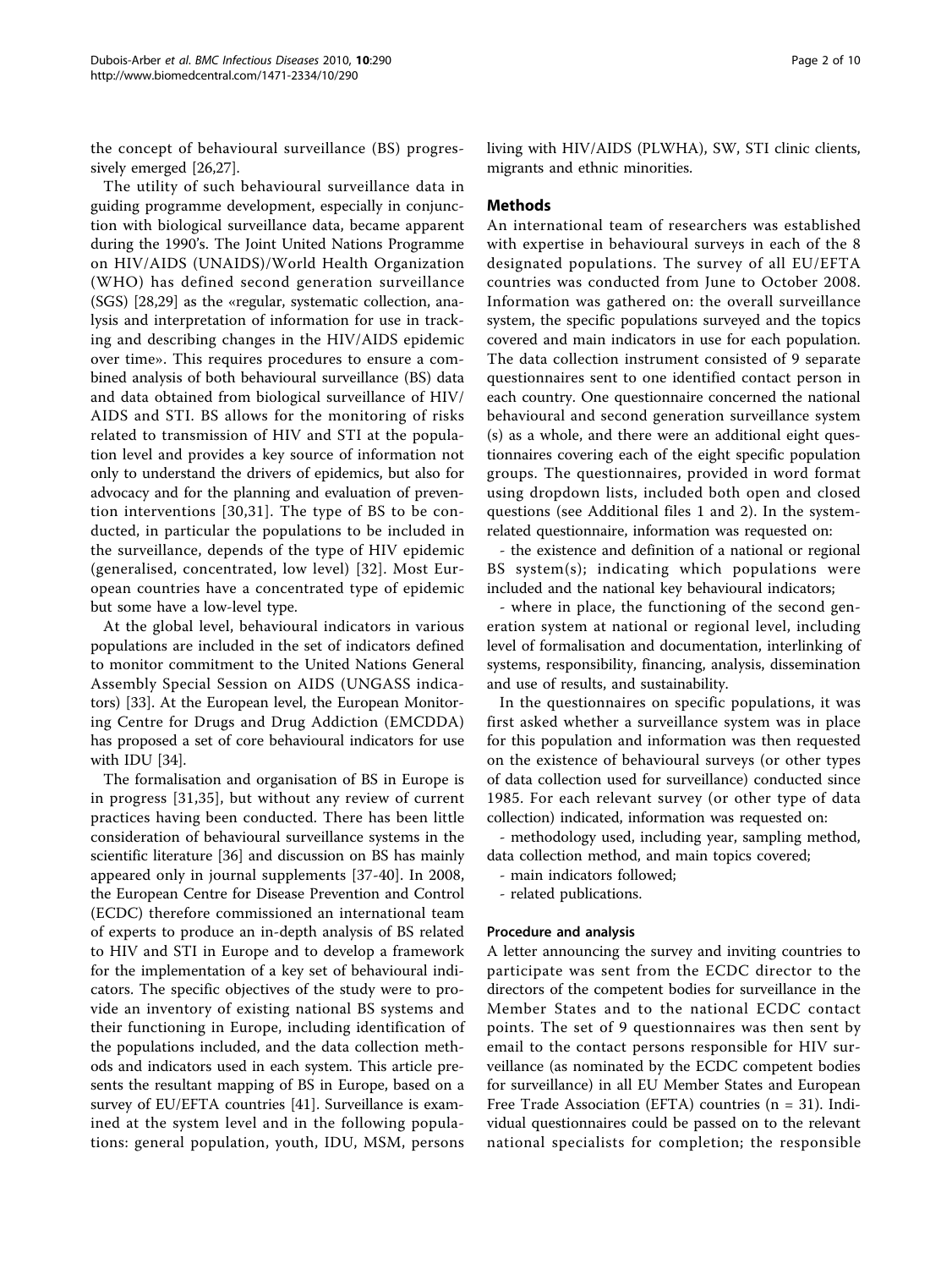the concept of behavioural surveillance (BS) progressively emerged [26,27].

The utility of such behavioural surveillance data in guiding programme development, especially in conjunction with biological surveillance data, became apparent during the 1990's. The Joint United Nations Programme on HIV/AIDS (UNAIDS)/World Health Organization (WHO) has defined second generation surveillance (SGS) [28,29] as the «regular, systematic collection, analysis and interpretation of information for use in tracking and describing changes in the HIV/AIDS epidemic over time». This requires procedures to ensure a combined analysis of both behavioural surveillance (BS) data and data obtained from biological surveillance of HIV/AIDS and STI. BS allows for the monitoring of risks related to transmission of HIV and STI at the population level and provides a key source of information not only to understand the drivers of epidemics, but also for advocacy and for the planning and evaluation of prevention interventions [30,31]. The type of BS to be conducted, in particular the populations to be included in the surveillance, depends of the type of HIV epidemic (generalised, concentrated, low level) [32]. Most European countries have a concentrated type of epidemic but some have a low-level type.

At the global level, behavioural indicators in various populations are included in the set of indicators defined to monitor commitment to the United Nations General Assembly Special Session on AIDS (UNGASS indicators) [33]. At the European level, the European Monitoring Centre for Drugs and Drug Addiction (EMCDDA) has proposed a set of core behavioural indicators for use with IDU [34].

The formalisation and organisation of BS in Europe is in progress [31,35], but without any review of current practices having been conducted. There has been little consideration of behavioural surveillance systems in the scientific literature [36] and discussion on BS has mainly appeared only in journal supplements [37-40]. In 2008, the European Centre for Disease Prevention and Control (ECDC) therefore commissioned an international team of experts to produce an in-depth analysis of BS related to HIV and STI in Europe and to develop a framework for the implementation of a key set of behavioural indicators. The specific objectives of the study were to provide an inventory of existing national BS systems and their functioning in Europe, including identification of the populations included, and the data collection methods and indicators used in each system. This article presents the resultant mapping of BS in Europe, based on a survey of EU/EFTA countries [41]. Surveillance is examined at the system level and in the following populations: general population, youth, IDU, MSM, persons living with HIV/AIDS (PLWHA), SW, STI clinic clients, migrants and ethnic minorities.

## Methods

An international team of researchers was established with expertise in behavioural surveys in each of the 8 designated populations. The survey of all EU/EFTA countries was conducted from June to October 2008. Information was gathered on: the overall surveillance system, the specific populations surveyed and the topics covered and main indicators in use for each population. The data collection instrument consisted of 9 separate questionnaires sent to one identified contact person in each country. One questionnaire concerned the national behavioural and second generation surveillance system (s) as a whole, and there were an additional eight questionnaires covering each of the eight specific population groups. The questionnaires, provided in word format using dropdown lists, included both open and closed questions (see Additional files 1 and 2). In the system-related questionnaire, information was requested on:

- the existence and definition of a national or regional BS system(s); indicating which populations were included and the national key behavioural indicators;
- where in place, the functioning of the second generation system at national or regional level, including level of formalisation and documentation, interlinking of systems, responsibility, financing, analysis, dissemination and use of results, and sustainability.

In the questionnaires on specific populations, it was first asked whether a surveillance system was in place for this population and information was then requested on the existence of behavioural surveys (or other types of data collection used for surveillance) conducted since 1985. For each relevant survey (or other type of data collection) indicated, information was requested on:

- methodology used, including year, sampling method, data collection method, and main topics covered;
- main indicators followed;
- related publications.

### Procedure and analysis

A letter announcing the survey and inviting countries to participate was sent from the ECDC director to the directors of the competent bodies for surveillance in the Member States and to the national ECDC contact points. The set of 9 questionnaires was then sent by email to the contact persons responsible for HIV surveillance (as nominated by the ECDC competent bodies for surveillance) in all EU Member States and European Free Trade Association (EFTA) countries (n = 31). Individual questionnaires could be passed on to the relevant national specialists for completion; the responsible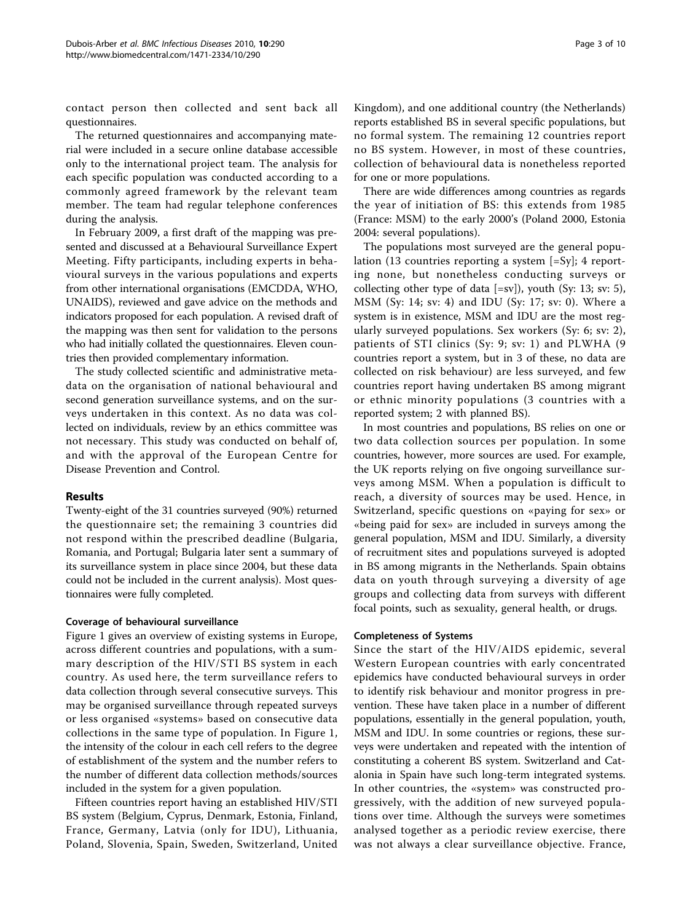contact person then collected and sent back all questionnaires.

The returned questionnaires and accompanying material were included in a secure online database accessible only to the international project team. The analysis for each specific population was conducted according to a commonly agreed framework by the relevant team member. The team had regular telephone conferences during the analysis.

In February 2009, a first draft of the mapping was presented and discussed at a Behavioural Surveillance Expert Meeting. Fifty participants, including experts in behavioural surveys in the various populations and experts from other international organisations (EMCDDA, WHO, UNAIDS), reviewed and gave advice on the methods and indicators proposed for each population. A revised draft of the mapping was then sent for validation to the persons who had initially collated the questionnaires. Eleven countries then provided complementary information.

The study collected scientific and administrative metadata on the organisation of national behavioural and second generation surveillance systems, and on the surveys undertaken in this context. As no data was collected on individuals, review by an ethics committee was not necessary. This study was conducted on behalf of, and with the approval of the European Centre for Disease Prevention and Control.

## Results

Twenty-eight of the 31 countries surveyed (90%) returned the questionnaire set; the remaining 3 countries did not respond within the prescribed deadline (Bulgaria, Romania, and Portugal; Bulgaria later sent a summary of its surveillance system in place since 2004, but these data could not be included in the current analysis). Most questionnaires were fully completed.

### Coverage of behavioural surveillance

Figure 1 gives an overview of existing systems in Europe, across different countries and populations, with a summary description of the HIV/STI BS system in each country. As used here, the term surveillance refers to data collection through several consecutive surveys. This may be organised surveillance through repeated surveys or less organised «systems» based on consecutive data collections in the same type of population. In Figure 1, the intensity of the colour in each cell refers to the degree of establishment of the system and the number refers to the number of different data collection methods/sources included in the system for a given population.

Fifteen countries report having an established HIV/STI BS system (Belgium, Cyprus, Denmark, Estonia, Finland, France, Germany, Latvia (only for IDU), Lithuania, Poland, Slovenia, Spain, Sweden, Switzerland, United Kingdom), and one additional country (the Netherlands) reports established BS in several specific populations, but no formal system. The remaining 12 countries report no BS system. However, in most of these countries, collection of behavioural data is nonetheless reported for one or more populations.

There are wide differences among countries as regards the year of initiation of BS: this extends from 1985 (France: MSM) to the early 2000's (Poland 2000, Estonia 2004: several populations).

The populations most surveyed are the general population (13 countries reporting a system [=Sy]; 4 reporting none, but nonetheless conducting surveys or collecting other type of data [=sv]), youth (Sy: 13; sv: 5), MSM (Sy: 14; sv: 4) and IDU (Sy: 17; sv: 0). Where a system is in existence, MSM and IDU are the most regularly surveyed populations. Sex workers (Sy: 6; sv: 2), patients of STI clinics (Sy: 9; sv: 1) and PLWHA (9 countries report a system, but in 3 of these, no data are collected on risk behaviour) are less surveyed, and few countries report having undertaken BS among migrant or ethnic minority populations (3 countries with a reported system; 2 with planned BS).

In most countries and populations, BS relies on one or two data collection sources per population. In some countries, however, more sources are used. For example, the UK reports relying on five ongoing surveillance surveys among MSM. When a population is difficult to reach, a diversity of sources may be used. Hence, in Switzerland, specific questions on «paying for sex» or «being paid for sex» are included in surveys among the general population, MSM and IDU. Similarly, a diversity of recruitment sites and populations surveyed is adopted in BS among migrants in the Netherlands. Spain obtains data on youth through surveying a diversity of age groups and collecting data from surveys with different focal points, such as sexuality, general health, or drugs.

### Completeness of Systems

Since the start of the HIV/AIDS epidemic, several Western European countries with early concentrated epidemics have conducted behavioural surveys in order to identify risk behaviour and monitor progress in prevention. These have taken place in a number of different populations, essentially in the general population, youth, MSM and IDU. In some countries or regions, these surveys were undertaken and repeated with the intention of constituting a coherent BS system. Switzerland and Catalonia in Spain have such long-term integrated systems. In other countries, the «system» was constructed progressively, with the addition of new surveyed populations over time. Although the surveys were sometimes analysed together as a periodic review exercise, there was not always a clear surveillance objective. France,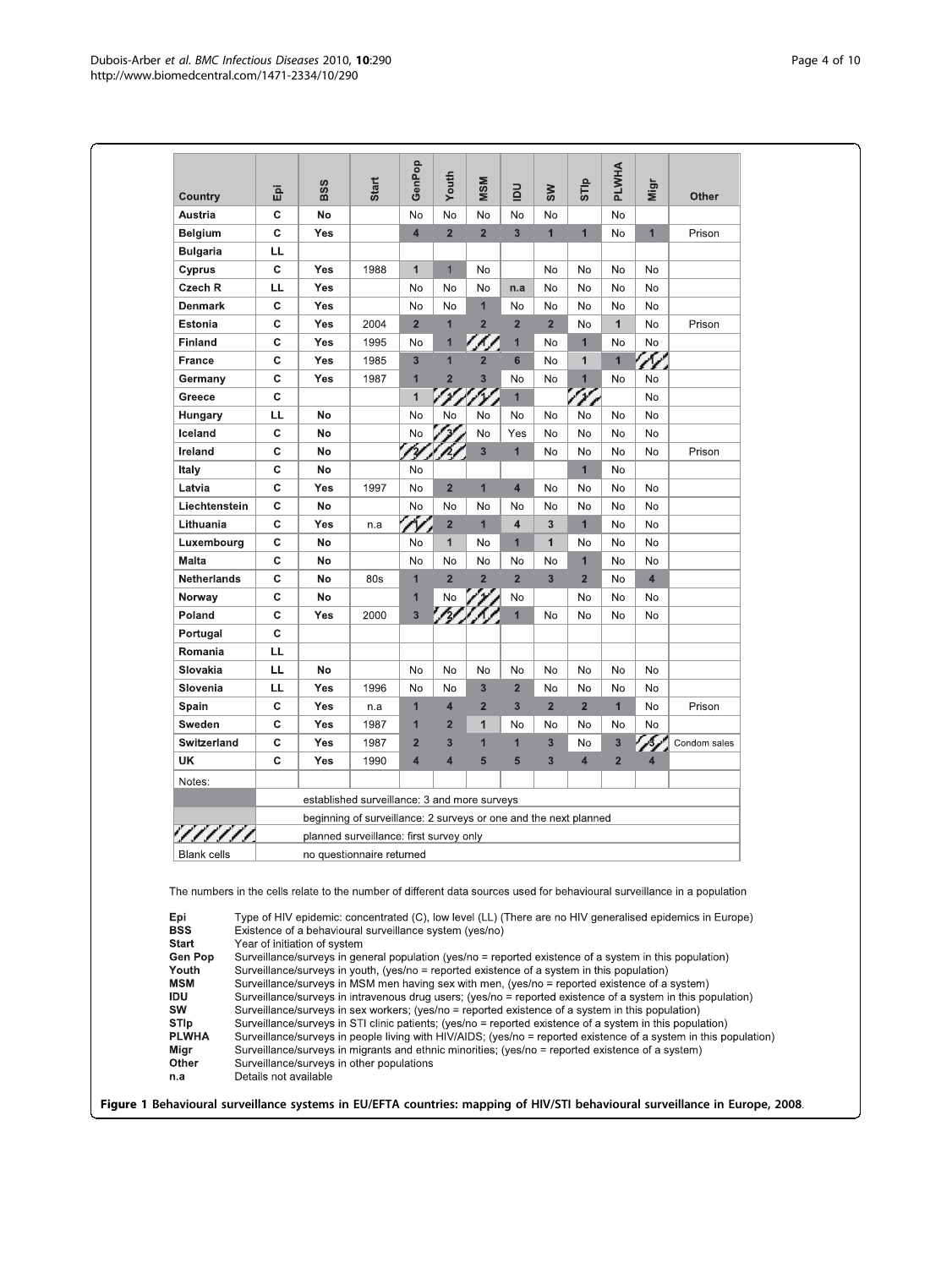| Country | Epi | BSS | Start | GenPop | Youth | MSM | IDU | SW | STIp | PLWHA | Migr | Other |
|---|---|---|---|---|---|---|---|---|---|---|---|---|
| Austria | C | No | | No | No | No | No | No | | No | | |
| Belgium | C | Yes | | 4 | 2 | 2 | 3 | 1 | 1 | No | 1 | Prison |
| Bulgaria | LL | | | | | | | | | | | |
| Cyprus | C | Yes | 1988 | 1 | 1 | No | | No | No | No | No | |
| Czech R | LL | Yes | | No | No | No | n.a | No | No | No | No | |
| Denmark | C | Yes | | No | No | 1 | No | No | No | No | No | |
| Estonia | C | Yes | 2004 | 2 | 1 | 2 | 2 | 2 | No | 1 | No | Prison |
| Finland | C | Yes | 1995 | No | 1 | 1 | 1 | No | 1 | No | No | |
| France | C | Yes | 1985 | 3 | 1 | 2 | 6 | No | 1 | 1 | 1 | |
| Germany | C | Yes | 1987 | 1 | 2 | 3 | No | No | 1 | No | No | |
| Greece | C | | | 1 | 1 | 1 | 1 | | 1 | | No | |
| Hungary | LL | No | | No | No | No | No | No | No | No | No | |
| Iceland | C | No | | No | 3 | No | Yes | No | No | No | No | |
| Ireland | C | No | | 2 | 2 | 3 | 1 | No | No | No | No | Prison |
| Italy | C | No | | No | | | | | 1 | No | | |
| Latvia | C | Yes | 1997 | No | 2 | 1 | 4 | No | No | No | No | |
| Liechtenstein | C | No | | No | No | No | No | No | No | No | No | |
| Lithuania | C | Yes | n.a | 1 | 2 | 1 | 4 | 3 | 1 | No | No | |
| Luxembourg | C | No | | No | 1 | No | 1 | 1 | No | No | No | |
| Malta | C | No | | No | No | No | No | No | 1 | No | No | |
| Netherlands | C | No | 80s | 1 | 2 | 2 | 2 | 3 | 2 | No | 4 | |
| Norway | C | No | | 1 | No | 1 | No | | No | No | No | |
| Poland | C | Yes | 2000 | 3 | 2 | 1 | 1 | No | No | No | No | |
| Portugal | C | | | | | | | | | | | |
| Romania | LL | | | | | | | | | | | |
| Slovakia | LL | No | | No | No | No | No | No | No | No | No | |
| Slovenia | LL | Yes | 1996 | No | No | 3 | 2 | No | No | No | No | |
| Spain | C | Yes | n.a | 1 | 4 | 2 | 3 | 2 | 2 | 1 | No | Prison |
| Sweden | C | Yes | 1987 | 1 | 2 | 1 | No | No | No | No | No | |
| Switzerland | C | Yes | 1987 | 2 | 3 | 1 | 1 | 3 | No | 3 | 3 | Condom sales |
| UK | C | Yes | 1990 | 4 | 4 | 5 | 5 | 3 | 4 | 2 | 4 | |

Notes:

| Shading | Meaning |
|---|---|
| (dark grey) | established surveillance: 3 and more surveys |
| (light grey) | beginning of surveillance: 2 surveys or one and the next planned |
| (hatched) | planned surveillance: first survey only |
| Blank cells | no questionnaire returned |

The numbers in the cells relate to the number of different data sources used for behavioural surveillance in a population

- **Epi** Type of HIV epidemic: concentrated (C), low level (LL) (There are no HIV generalised epidemics in Europe)
- **BSS** Existence of a behavioural surveillance system (yes/no)
- **Start** Year of initiation of system
- **Gen Pop** Surveillance/surveys in general population (yes/no = reported existence of a system in this population)
- **Youth** Surveillance/surveys in youth, (yes/no = reported existence of a system in this population)
- **MSM** Surveillance/surveys in MSM men having sex with men, (yes/no = reported existence of a system)
- **IDU** Surveillance/surveys in intravenous drug users; (yes/no = reported existence of a system in this population)
- **SW** Surveillance/surveys in sex workers; (yes/no = reported existence of a system in this population)
- **STIp** Surveillance/surveys in STI clinic patients; (yes/no = reported existence of a system in this population)
- **PLWHA** Surveillance/surveys in people living with HIV/AIDS; (yes/no = reported existence of a system in this population)
- **Migr** Surveillance/surveys in migrants and ethnic minorities; (yes/no = reported existence of a system)
- **Other** Surveillance/surveys in other populations
- **n.a** Details not available

**Figure 1 Behavioural surveillance systems in EU/EFTA countries: mapping of HIV/STI behavioural surveillance in Europe, 2008.**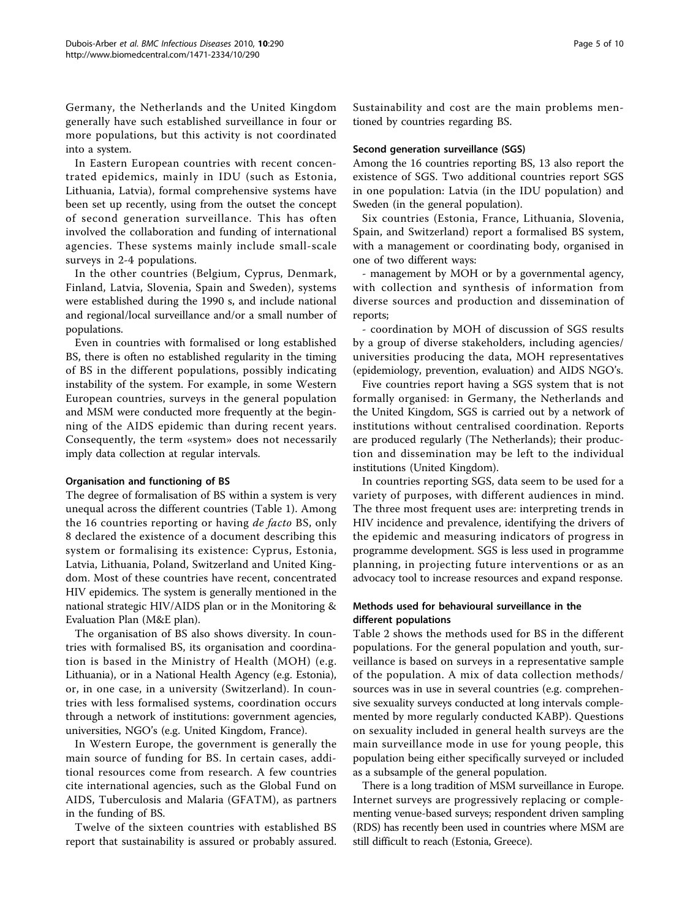Germany, the Netherlands and the United Kingdom generally have such established surveillance in four or more populations, but this activity is not coordinated into a system.

In Eastern European countries with recent concentrated epidemics, mainly in IDU (such as Estonia, Lithuania, Latvia), formal comprehensive systems have been set up recently, using from the outset the concept of second generation surveillance. This has often involved the collaboration and funding of international agencies. These systems mainly include small-scale surveys in 2-4 populations.

In the other countries (Belgium, Cyprus, Denmark, Finland, Latvia, Slovenia, Spain and Sweden), systems were established during the 1990 s, and include national and regional/local surveillance and/or a small number of populations.

Even in countries with formalised or long established BS, there is often no established regularity in the timing of BS in the different populations, possibly indicating instability of the system. For example, in some Western European countries, surveys in the general population and MSM were conducted more frequently at the beginning of the AIDS epidemic than during recent years. Consequently, the term «system» does not necessarily imply data collection at regular intervals.

#### Organisation and functioning of BS

The degree of formalisation of BS within a system is very unequal across the different countries (Table 1). Among the 16 countries reporting or having *de facto* BS, only 8 declared the existence of a document describing this system or formalising its existence: Cyprus, Estonia, Latvia, Lithuania, Poland, Switzerland and United Kingdom. Most of these countries have recent, concentrated HIV epidemics. The system is generally mentioned in the national strategic HIV/AIDS plan or in the Monitoring & Evaluation Plan (M&E plan).

The organisation of BS also shows diversity. In countries with formalised BS, its organisation and coordination is based in the Ministry of Health (MOH) (e.g. Lithuania), or in a National Health Agency (e.g. Estonia), or, in one case, in a university (Switzerland). In countries with less formalised systems, coordination occurs through a network of institutions: government agencies, universities, NGO's (e.g. United Kingdom, France).

In Western Europe, the government is generally the main source of funding for BS. In certain cases, additional resources come from research. A few countries cite international agencies, such as the Global Fund on AIDS, Tuberculosis and Malaria (GFATM), as partners in the funding of BS.

Twelve of the sixteen countries with established BS report that sustainability is assured or probably assured. Sustainability and cost are the main problems mentioned by countries regarding BS.

#### Second generation surveillance (SGS)

Among the 16 countries reporting BS, 13 also report the existence of SGS. Two additional countries report SGS in one population: Latvia (in the IDU population) and Sweden (in the general population).

Six countries (Estonia, France, Lithuania, Slovenia, Spain, and Switzerland) report a formalised BS system, with a management or coordinating body, organised in one of two different ways:

- management by MOH or by a governmental agency, with collection and synthesis of information from diverse sources and production and dissemination of reports;

- coordination by MOH of discussion of SGS results by a group of diverse stakeholders, including agencies/universities producing the data, MOH representatives (epidemiology, prevention, evaluation) and AIDS NGO's.

Five countries report having a SGS system that is not formally organised: in Germany, the Netherlands and the United Kingdom, SGS is carried out by a network of institutions without centralised coordination. Reports are produced regularly (The Netherlands); their production and dissemination may be left to the individual institutions (United Kingdom).

In countries reporting SGS, data seem to be used for a variety of purposes, with different audiences in mind. The three most frequent uses are: interpreting trends in HIV incidence and prevalence, identifying the drivers of the epidemic and measuring indicators of progress in programme development. SGS is less used in programme planning, in projecting future interventions or as an advocacy tool to increase resources and expand response.

#### Methods used for behavioural surveillance in the different populations

Table 2 shows the methods used for BS in the different populations. For the general population and youth, surveillance is based on surveys in a representative sample of the population. A mix of data collection methods/sources was in use in several countries (e.g. comprehensive sexuality surveys conducted at long intervals complemented by more regularly conducted KABP). Questions on sexuality included in general health surveys are the main surveillance mode in use for young people, this population being either specifically surveyed or included as a subsample of the general population.

There is a long tradition of MSM surveillance in Europe. Internet surveys are progressively replacing or complementing venue-based surveys; respondent driven sampling (RDS) has recently been used in countries where MSM are still difficult to reach (Estonia, Greece).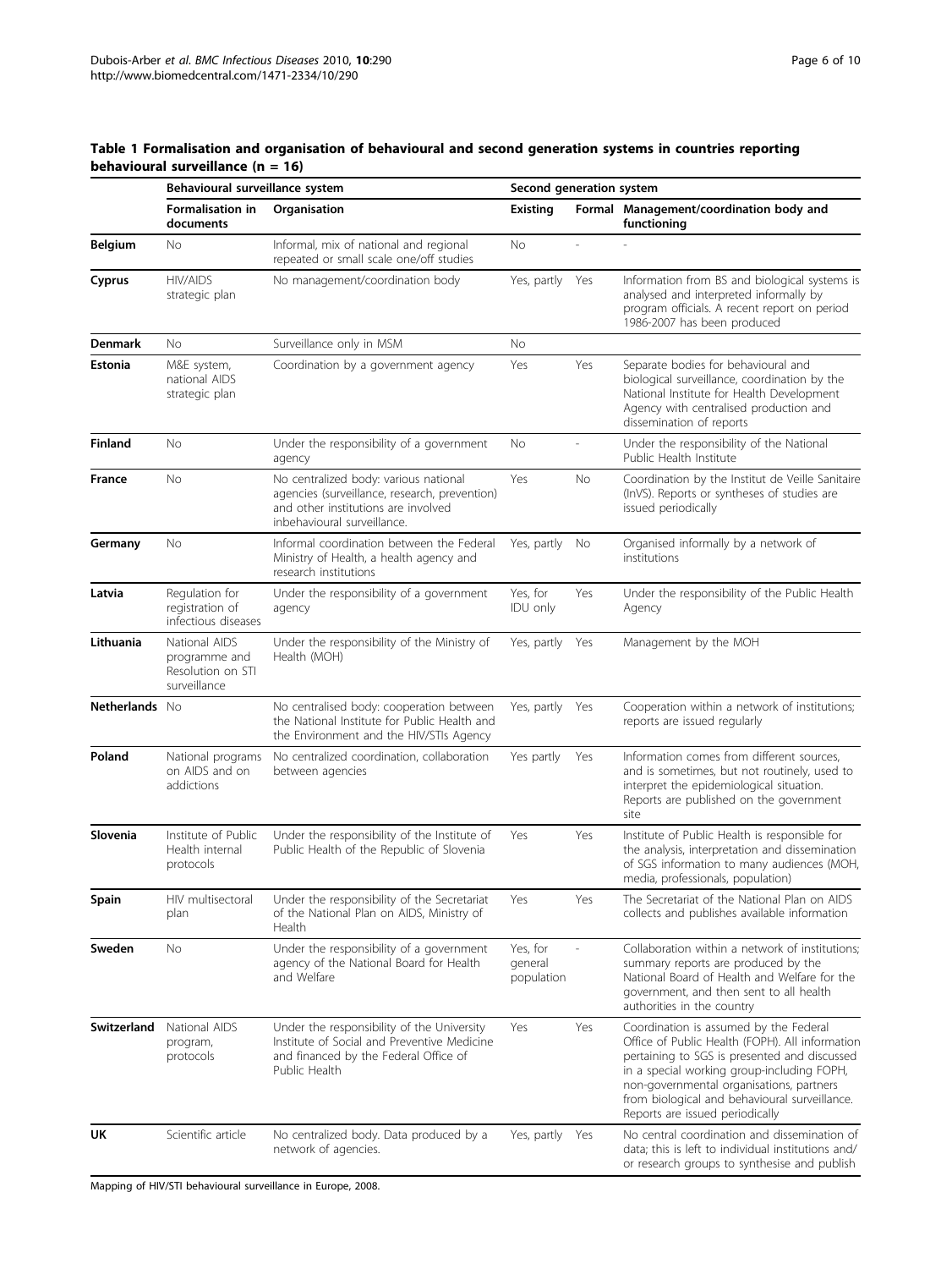**Table 1 Formalisation and organisation of behavioural and second generation systems in countries reporting behavioural surveillance (n = 16)**

| | Behavioural surveillance system | | Second generation system | | |
|---|---|---|---|---|---|
| | Formalisation in documents | Organisation | Existing | Formal | Management/coordination body and functioning |
| **Belgium** | No | Informal, mix of national and regional repeated or small scale one/off studies | No | - | - |
| **Cyprus** | HIV/AIDS strategic plan | No management/coordination body | Yes, partly | Yes | Information from BS and biological systems is analysed and interpreted informally by program officials. A recent report on period 1986-2007 has been produced |
| **Denmark** | No | Surveillance only in MSM | No | | |
| **Estonia** | M&E system, national AIDS strategic plan | Coordination by a government agency | Yes | Yes | Separate bodies for behavioural and biological surveillance, coordination by the National Institute for Health Development Agency with centralised production and dissemination of reports |
| **Finland** | No | Under the responsibility of a government agency | No | - | Under the responsibility of the National Public Health Institute |
| **France** | No | No centralized body: various national agencies (surveillance, research, prevention) and other institutions are involved inbehavioural surveillance. | Yes | No | Coordination by the Institut de Veille Sanitaire (InVS). Reports or syntheses of studies are issued periodically |
| **Germany** | No | Informal coordination between the Federal Ministry of Health, a health agency and research institutions | Yes, partly | No | Organised informally by a network of institutions |
| **Latvia** | Regulation for registration of infectious diseases | Under the responsibility of a government agency | Yes, for IDU only | Yes | Under the responsibility of the Public Health Agency |
| **Lithuania** | National AIDS programme and Resolution on STI surveillance | Under the responsibility of the Ministry of Health (MOH) | Yes, partly | Yes | Management by the MOH |
| **Netherlands** | No | No centralised body: cooperation between the National Institute for Public Health and the Environment and the HIV/STIs Agency | Yes, partly | Yes | Cooperation within a network of institutions; reports are issued regularly |
| **Poland** | National programs on AIDS and on addictions | No centralized coordination, collaboration between agencies | Yes partly | Yes | Information comes from different sources, and is sometimes, but not routinely, used to interpret the epidemiological situation. Reports are published on the government site |
| **Slovenia** | Institute of Public Health internal protocols | Under the responsibility of the Institute of Public Health of the Republic of Slovenia | Yes | Yes | Institute of Public Health is responsible for the analysis, interpretation and dissemination of SGS information to many audiences (MOH, media, professionals, population) |
| **Spain** | HIV multisectoral plan | Under the responsibility of the Secretariat of the National Plan on AIDS, Ministry of Health | Yes | Yes | The Secretariat of the National Plan on AIDS collects and publishes available information |
| **Sweden** | No | Under the responsibility of a government agency of the National Board for Health and Welfare | Yes, for general population | - | Collaboration within a network of institutions; summary reports are produced by the National Board of Health and Welfare for the government, and then sent to all health authorities in the country |
| **Switzerland** | National AIDS program, protocols | Under the responsibility of the University Institute of Social and Preventive Medicine and financed by the Federal Office of Public Health | Yes | Yes | Coordination is assumed by the Federal Office of Public Health (FOPH). All information pertaining to SGS is presented and discussed in a special working group-including FOPH, non-governmental organisations, partners from biological and behavioural surveillance. Reports are issued periodically |
| **UK** | Scientific article | No centralized body. Data produced by a network of agencies. | Yes, partly | Yes | No central coordination and dissemination of data; this is left to individual institutions and/or research groups to synthesise and publish |

Mapping of HIV/STI behavioural surveillance in Europe, 2008.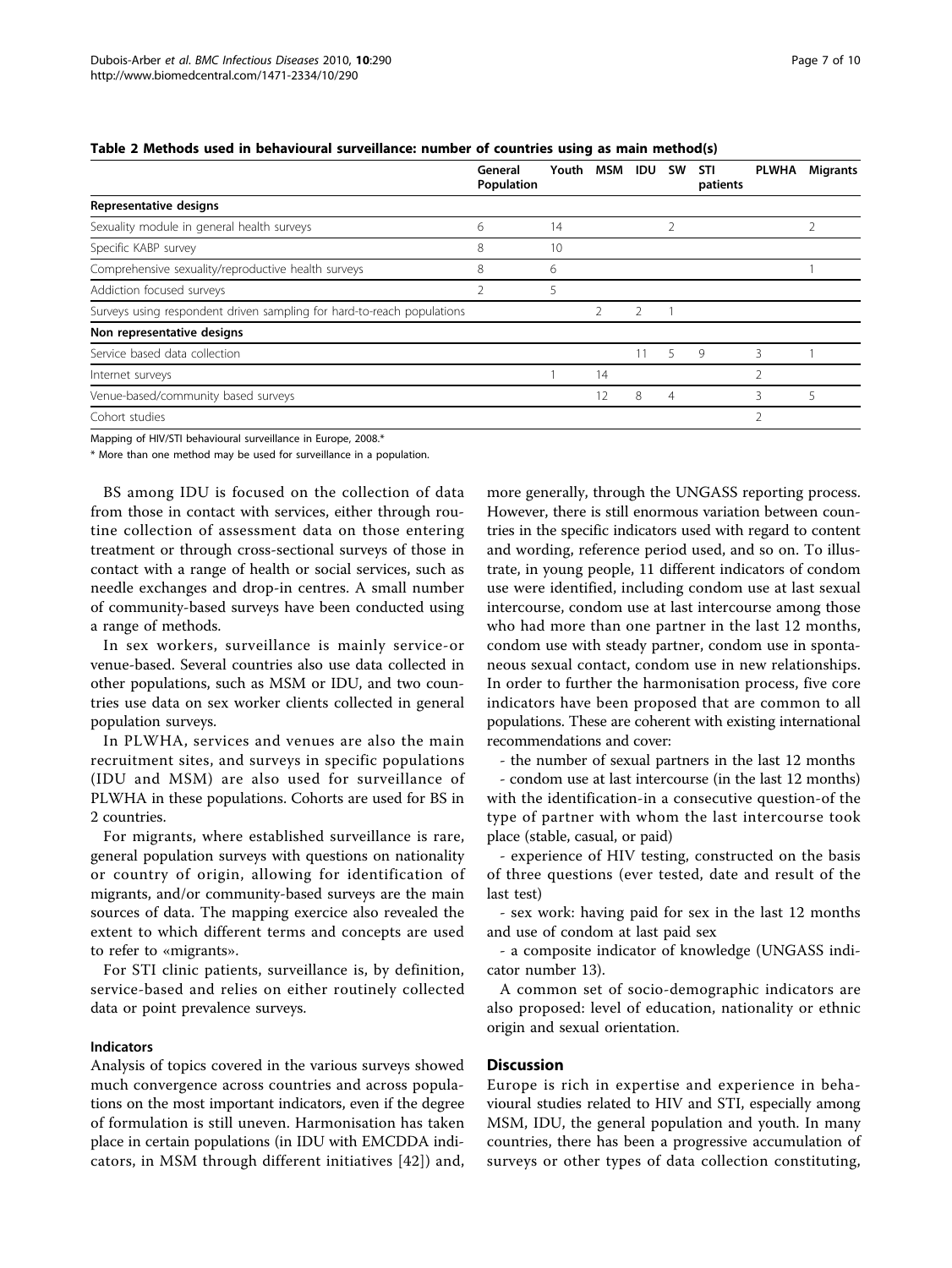**Table 2 Methods used in behavioural surveillance: number of countries using as main method(s)**

| | General Population | Youth | MSM | IDU | SW | STI patients | PLWHA | Migrants |
|---|---|---|---|---|---|---|---|---|
| **Representative designs** | | | | | | | | |
| Sexuality module in general health surveys | 6 | 14 | | | 2 | | | 2 |
| Specific KABP survey | 8 | 10 | | | | | | |
| Comprehensive sexuality/reproductive health surveys | 8 | 6 | | | | | | 1 |
| Addiction focused surveys | 2 | 5 | | | | | | |
| Surveys using respondent driven sampling for hard-to-reach populations | | | 2 | 2 | 1 | | | |
| **Non representative designs** | | | | | | | | |
| Service based data collection | | | | 11 | 5 | 9 | 3 | 1 |
| Internet surveys | | 1 | 14 | | | | 2 | |
| Venue-based/community based surveys | | | 12 | 8 | 4 | | 3 | 5 |
| Cohort studies | | | | | | | 2 | |

Mapping of HIV/STI behavioural surveillance in Europe, 2008.*

* More than one method may be used for surveillance in a population.

BS among IDU is focused on the collection of data from those in contact with services, either through routine collection of assessment data on those entering treatment or through cross-sectional surveys of those in contact with a range of health or social services, such as needle exchanges and drop-in centres. A small number of community-based surveys have been conducted using a range of methods.

In sex workers, surveillance is mainly service-or venue-based. Several countries also use data collected in other populations, such as MSM or IDU, and two countries use data on sex worker clients collected in general population surveys.

In PLWHA, services and venues are also the main recruitment sites, and surveys in specific populations (IDU and MSM) are also used for surveillance of PLWHA in these populations. Cohorts are used for BS in 2 countries.

For migrants, where established surveillance is rare, general population surveys with questions on nationality or country of origin, allowing for identification of migrants, and/or community-based surveys are the main sources of data. The mapping exercice also revealed the extent to which different terms and concepts are used to refer to «migrants».

For STI clinic patients, surveillance is, by definition, service-based and relies on either routinely collected data or point prevalence surveys.

### Indicators

Analysis of topics covered in the various surveys showed much convergence across countries and across populations on the most important indicators, even if the degree of formulation is still uneven. Harmonisation has taken place in certain populations (in IDU with EMCDDA indicators, in MSM through different initiatives [42]) and, more generally, through the UNGASS reporting process. However, there is still enormous variation between countries in the specific indicators used with regard to content and wording, reference period used, and so on. To illustrate, in young people, 11 different indicators of condom use were identified, including condom use at last sexual intercourse, condom use at last intercourse among those who had more than one partner in the last 12 months, condom use with steady partner, condom use in spontaneous sexual contact, condom use in new relationships. In order to further the harmonisation process, five core indicators have been proposed that are common to all populations. These are coherent with existing international recommendations and cover:

- the number of sexual partners in the last 12 months
- condom use at last intercourse (in the last 12 months) with the identification-in a consecutive question-of the type of partner with whom the last intercourse took place (stable, casual, or paid)
- experience of HIV testing, constructed on the basis of three questions (ever tested, date and result of the last test)
- sex work: having paid for sex in the last 12 months and use of condom at last paid sex
- a composite indicator of knowledge (UNGASS indicator number 13).

A common set of socio-demographic indicators are also proposed: level of education, nationality or ethnic origin and sexual orientation.

## Discussion

Europe is rich in expertise and experience in behavioural studies related to HIV and STI, especially among MSM, IDU, the general population and youth. In many countries, there has been a progressive accumulation of surveys or other types of data collection constituting,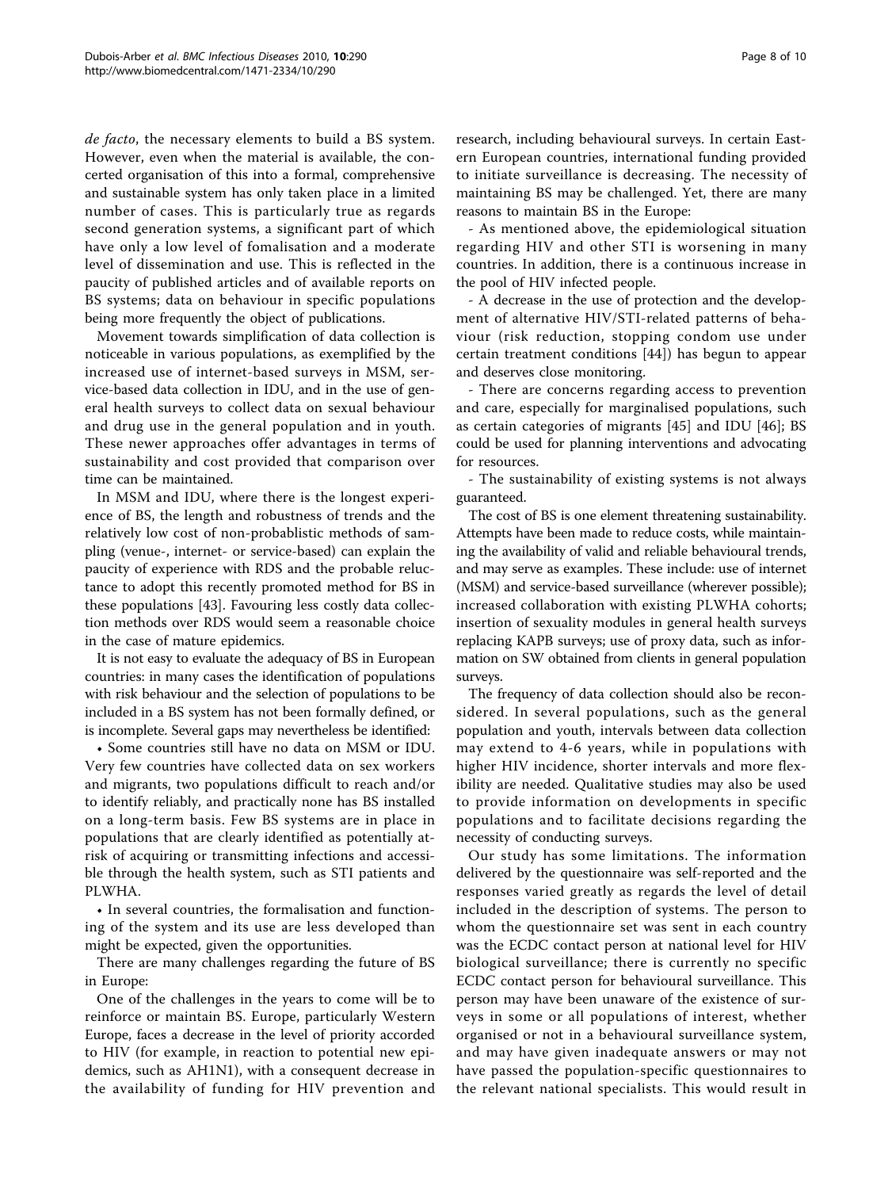*de facto*, the necessary elements to build a BS system. However, even when the material is available, the concerted organisation of this into a formal, comprehensive and sustainable system has only taken place in a limited number of cases. This is particularly true as regards second generation systems, a significant part of which have only a low level of fomalisation and a moderate level of dissemination and use. This is reflected in the paucity of published articles and of available reports on BS systems; data on behaviour in specific populations being more frequently the object of publications.

Movement towards simplification of data collection is noticeable in various populations, as exemplified by the increased use of internet-based surveys in MSM, service-based data collection in IDU, and in the use of general health surveys to collect data on sexual behaviour and drug use in the general population and in youth. These newer approaches offer advantages in terms of sustainability and cost provided that comparison over time can be maintained.

In MSM and IDU, where there is the longest experience of BS, the length and robustness of trends and the relatively low cost of non-probablistic methods of sampling (venue-, internet- or service-based) can explain the paucity of experience with RDS and the probable reluctance to adopt this recently promoted method for BS in these populations [43]. Favouring less costly data collection methods over RDS would seem a reasonable choice in the case of mature epidemics.

It is not easy to evaluate the adequacy of BS in European countries: in many cases the identification of populations with risk behaviour and the selection of populations to be included in a BS system has not been formally defined, or is incomplete. Several gaps may nevertheless be identified:

• Some countries still have no data on MSM or IDU. Very few countries have collected data on sex workers and migrants, two populations difficult to reach and/or to identify reliably, and practically none has BS installed on a long-term basis. Few BS systems are in place in populations that are clearly identified as potentially at-risk of acquiring or transmitting infections and accessible through the health system, such as STI patients and PLWHA.

• In several countries, the formalisation and functioning of the system and its use are less developed than might be expected, given the opportunities.

There are many challenges regarding the future of BS in Europe:

One of the challenges in the years to come will be to reinforce or maintain BS. Europe, particularly Western Europe, faces a decrease in the level of priority accorded to HIV (for example, in reaction to potential new epidemics, such as AH1N1), with a consequent decrease in the availability of funding for HIV prevention and research, including behavioural surveys. In certain Eastern European countries, international funding provided to initiate surveillance is decreasing. The necessity of maintaining BS may be challenged. Yet, there are many reasons to maintain BS in the Europe:

- As mentioned above, the epidemiological situation regarding HIV and other STI is worsening in many countries. In addition, there is a continuous increase in the pool of HIV infected people.

- A decrease in the use of protection and the development of alternative HIV/STI-related patterns of behaviour (risk reduction, stopping condom use under certain treatment conditions [44]) has begun to appear and deserves close monitoring.

- There are concerns regarding access to prevention and care, especially for marginalised populations, such as certain categories of migrants [45] and IDU [46]; BS could be used for planning interventions and advocating for resources.

- The sustainability of existing systems is not always guaranteed.

The cost of BS is one element threatening sustainability. Attempts have been made to reduce costs, while maintaining the availability of valid and reliable behavioural trends, and may serve as examples. These include: use of internet (MSM) and service-based surveillance (wherever possible); increased collaboration with existing PLWHA cohorts; insertion of sexuality modules in general health surveys replacing KAPB surveys; use of proxy data, such as information on SW obtained from clients in general population surveys.

The frequency of data collection should also be reconsidered. In several populations, such as the general population and youth, intervals between data collection may extend to 4-6 years, while in populations with higher HIV incidence, shorter intervals and more flexibility are needed. Qualitative studies may also be used to provide information on developments in specific populations and to facilitate decisions regarding the necessity of conducting surveys.

Our study has some limitations. The information delivered by the questionnaire was self-reported and the responses varied greatly as regards the level of detail included in the description of systems. The person to whom the questionnaire set was sent in each country was the ECDC contact person at national level for HIV biological surveillance; there is currently no specific ECDC contact person for behavioural surveillance. This person may have been unaware of the existence of surveys in some or all populations of interest, whether organised or not in a behavioural surveillance system, and may have given inadequate answers or may not have passed the population-specific questionnaires to the relevant national specialists. This would result in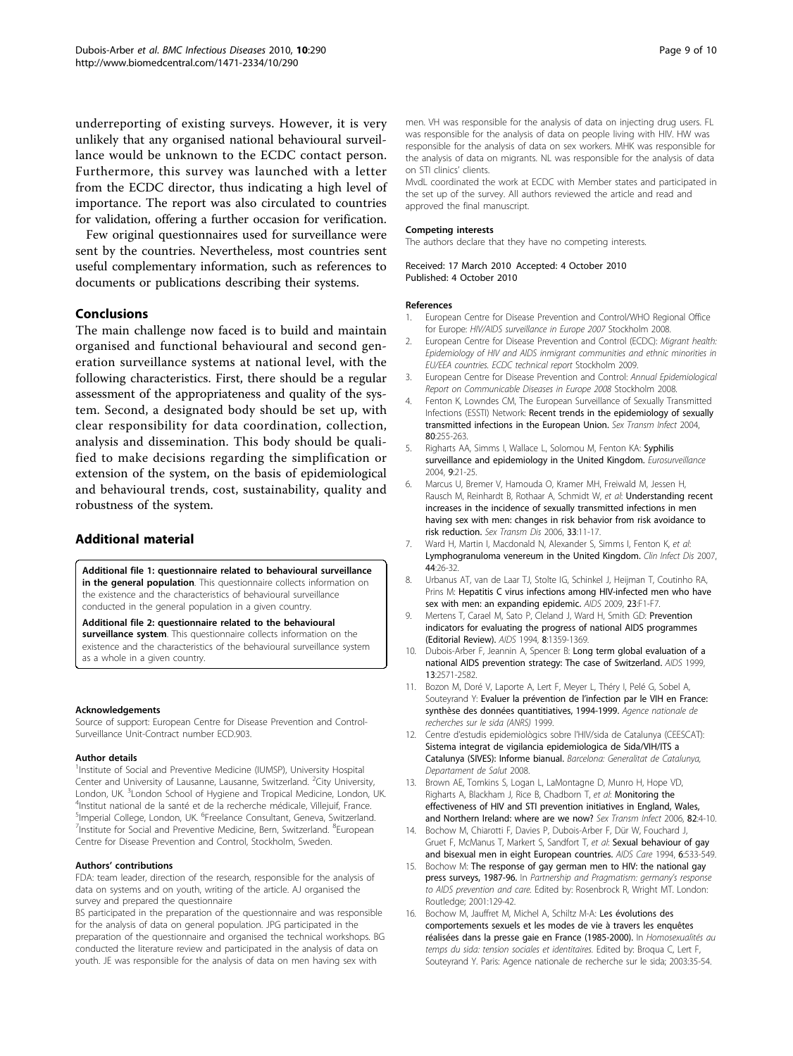underreporting of existing surveys. However, it is very unlikely that any organised national behavioural surveillance would be unknown to the ECDC contact person. Furthermore, this survey was launched with a letter from the ECDC director, thus indicating a high level of importance. The report was also circulated to countries for validation, offering a further occasion for verification.

Few original questionnaires used for surveillance were sent by the countries. Nevertheless, most countries sent useful complementary information, such as references to documents or publications describing their systems.

## Conclusions

The main challenge now faced is to build and maintain organised and functional behavioural and second generation surveillance systems at national level, with the following characteristics. First, there should be a regular assessment of the appropriateness and quality of the system. Second, a designated body should be set up, with clear responsibility for data coordination, collection, analysis and dissemination. This body should be qualified to make decisions regarding the simplification or extension of the system, on the basis of epidemiological and behavioural trends, cost, sustainability, quality and robustness of the system.

## Additional material

**Additional file 1: questionnaire related to behavioural surveillance in the general population**. This questionnaire collects information on the existence and the characteristics of behavioural surveillance conducted in the general population in a given country.

**Additional file 2: questionnaire related to the behavioural surveillance system**. This questionnaire collects information on the existence and the characteristics of the behavioural surveillance system as a whole in a given country.

#### Acknowledgements

Source of support: European Centre for Disease Prevention and Control-Surveillance Unit-Contract number ECD.903.

#### Author details

[1]Institute of Social and Preventive Medicine (IUMSP), University Hospital Center and University of Lausanne, Lausanne, Switzerland. [2]City University, London, UK. [3]London School of Hygiene and Tropical Medicine, London, UK. [4]Institut national de la santé et de la recherche médicale, Villejuif, France. [5]Imperial College, London, UK. [6]Freelance Consultant, Geneva, Switzerland. [7]Institute for Social and Preventive Medicine, Bern, Switzerland. [8]European Centre for Disease Prevention and Control, Stockholm, Sweden.

#### Authors' contributions

FDA: team leader, direction of the research, responsible for the analysis of data on systems and on youth, writing of the article. AJ organised the survey and prepared the questionnaire

BS participated in the preparation of the questionnaire and was responsible for the analysis of data on general population. JPG participated in the preparation of the questionnaire and organised the technical workshops. BG conducted the literature review and participated in the analysis of data on youth. JE was responsible for the analysis of data on men having sex with men. VH was responsible for the analysis of data on injecting drug users. FL was responsible for the analysis of data on people living with HIV. HW was responsible for the analysis of data on sex workers. MHK was responsible for the analysis of data on migrants. NL was responsible for the analysis of data on STI clinics' clients.

MvdL coordinated the work at ECDC with Member states and participated in the set up of the survey. All authors reviewed the article and read and approved the final manuscript.

#### Competing interests

The authors declare that they have no competing interests.

Received: 17 March 2010 Accepted: 4 October 2010
Published: 4 October 2010

#### References

1. European Centre for Disease Prevention and Control/WHO Regional Office for Europe: *HIV/AIDS surveillance in Europe 2007* Stockholm 2008.
2. European Centre for Disease Prevention and Control (ECDC): *Migrant health: Epidemiology of HIV and AIDS inmigrant communities and ethnic minorities in EU/EEA countries. ECDC technical report* Stockholm 2009.
3. European Centre for Disease Prevention and Control: *Annual Epidemiological Report on Communicable Diseases in Europe 2008* Stockholm 2008.
4. Fenton K, Lowndes CM, The European Surveillance of Sexually Transmitted Infections (ESSTI) Network: **Recent trends in the epidemiology of sexually transmitted infections in the European Union.** *Sex Transm Infect* 2004, **80**:255-263.
5. Righarts AA, Simms I, Wallace L, Solomou M, Fenton KA: **Syphilis surveillance and epidemiology in the United Kingdom.** *Eurosurveillance* 2004, **9**:21-25.
6. Marcus U, Bremer V, Hamouda O, Kramer MH, Freiwald M, Jessen H, Rausch M, Reinhardt B, Rothaar A, Schmidt W, *et al*: **Understanding recent increases in the incidence of sexually transmitted infections in men having sex with men: changes in risk behavior from risk avoidance to risk reduction.** *Sex Transm Dis* 2006, **33**:11-17.
7. Ward H, Martin I, Macdonald N, Alexander S, Simms I, Fenton K, *et al*: **Lymphogranuloma venereum in the United Kingdom.** *Clin Infect Dis* 2007, **44**:26-32.
8. Urbanus AT, van de Laar TJ, Stolte IG, Schinkel J, Heijman T, Coutinho RA, Prins M: **Hepatitis C virus infections among HIV-infected men who have sex with men: an expanding epidemic.** *AIDS* 2009, **23**:F1-F7.
9. Mertens T, Carael M, Sato P, Cleland J, Ward H, Smith GD: **Prevention indicators for evaluating the progress of national AIDS programmes (Editorial Review).** *AIDS* 1994, **8**:1359-1369.
10. Dubois-Arber F, Jeannin A, Spencer B: **Long term global evaluation of a national AIDS prevention strategy: The case of Switzerland.** *AIDS* 1999, **13**:2571-2582.
11. Bozon M, Doré V, Laporte A, Lert F, Meyer L, Théry I, Pelé G, Sobel A, Souteyrand Y: **Evaluer la prévention de l'infection par le VIH en France: synthèse des données quantitatives, 1994-1999.** *Agence nationale de recherches sur le sida (ANRS)* 1999.
12. Centre d'estudis epidemiològics sobre l'HIV/sida de Catalunya (CEESCAT): **Sistema integrat de vigilancia epidemiologica de Sida/VIH/ITS a Catalunya (SIVES): Informe bianual.** *Barcelona: Generalitat de Catalunya, Departament de Salut* 2008.
13. Brown AE, Tomkins S, Logan L, LaMontagne D, Munro H, Hope VD, Righarts A, Blackham J, Rice B, Chadborn T, *et al*: **Monitoring the effectiveness of HIV and STI prevention initiatives in England, Wales, and Northern Ireland: where are we now?** *Sex Transm Infect* 2006, **82**:4-10.
14. Bochow M, Chiarotti F, Davies P, Dubois-Arber F, Dür W, Fouchard J, Gruet F, McManus T, Markert S, Sandfort T, *et al*: **Sexual behaviour of gay and bisexual men in eight European countries.** *AIDS Care* 1994, **6**:533-549.
15. Bochow M: **The response of gay german men to HIV: the national gay press surveys, 1987-96.** In *Partnership and Pragmatism: germany's response to AIDS prevention and care.* Edited by: Rosenbrock R, Wright MT. London: Routledge; 2001:129-42.
16. Bochow M, Jauffret M, Michel A, Schiltz M-A: **Les évolutions des comportements sexuels et les modes de vie à travers les enquêtes réalisées dans la presse gaie en France (1985-2000).** In *Homosexualités au temps du sida: tension sociales et identitaires.* Edited by: Broqua C, Lert F, Souteyrand Y. Paris: Agence nationale de recherche sur le sida; 2003:35-54.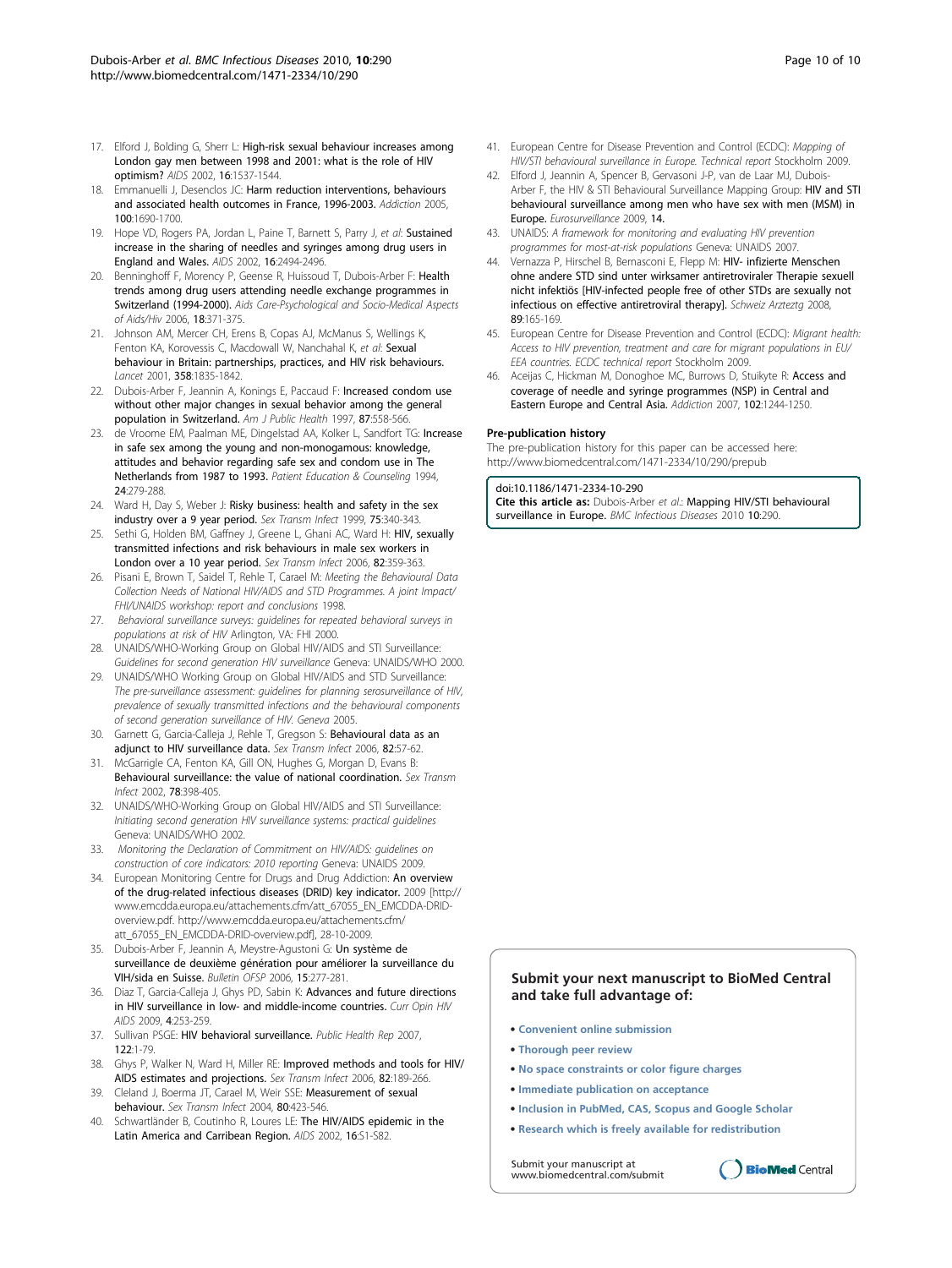17. Elford J, Bolding G, Sherr L: **High-risk sexual behaviour increases among London gay men between 1998 and 2001: what is the role of HIV optimism?** *AIDS* 2002, **16**:1537-1544.
18. Emmanuelli J, Desenclos JC: **Harm reduction interventions, behaviours and associated health outcomes in France, 1996-2003.** *Addiction* 2005, **100**:1690-1700.
19. Hope VD, Rogers PA, Jordan L, Paine T, Barnett S, Parry J, *et al*: **Sustained increase in the sharing of needles and syringes among drug users in England and Wales.** *AIDS* 2002, **16**:2494-2496.
20. Benninghoff F, Morency P, Geense R, Huissoud T, Dubois-Arber F: **Health trends among drug users attending needle exchange programmes in Switzerland (1994-2000).** *Aids Care-Psychological and Socio-Medical Aspects of Aids/Hiv* 2006, **18**:371-375.
21. Johnson AM, Mercer CH, Erens B, Copas AJ, McManus S, Wellings K, Fenton KA, Korovessis C, Macdowall W, Nanchahal K, *et al*: **Sexual behaviour in Britain: partnerships, practices, and HIV risk behaviours.** *Lancet* 2001, **358**:1835-1842.
22. Dubois-Arber F, Jeannin A, Konings E, Paccaud F: **Increased condom use without other major changes in sexual behavior among the general population in Switzerland.** *Am J Public Health* 1997, **87**:558-566.
23. de Vroome EM, Paalman ME, Dingelstad AA, Kolker L, Sandfort TG: **Increase in safe sex among the young and non-monogamous: knowledge, attitudes and behavior regarding safe sex and condom use in The Netherlands from 1987 to 1993.** *Patient Education & Counseling* 1994, **24**:279-288.
24. Ward H, Day S, Weber J: **Risky business: health and safety in the sex industry over a 9 year period.** *Sex Transm Infect* 1999, **75**:340-343.
25. Sethi G, Holden BM, Gaffney J, Greene L, Ghani AC, Ward H: **HIV, sexually transmitted infections and risk behaviours in male sex workers in London over a 10 year period.** *Sex Transm Infect* 2006, **82**:359-363.
26. Pisani E, Brown T, Saidel T, Rehle T, Carael M: *Meeting the Behavioural Data Collection Needs of National HIV/AIDS and STD Programmes. A joint Impact/FHI/UNAIDS workshop: report and conclusions* 1998.
27. *Behavioral surveillance surveys: guidelines for repeated behavioral surveys in populations at risk of HIV* Arlington, VA: FHI 2000.
28. UNAIDS/WHO-Working Group on Global HIV/AIDS and STI Surveillance: *Guidelines for second generation HIV surveillance* Geneva: UNAIDS/WHO 2000.
29. UNAIDS/WHO Working Group on Global HIV/AIDS and STD Surveillance: *The pre-surveillance assessment: guidelines for planning serosurveillance of HIV, prevalence of sexually transmitted infections and the behavioural components of second generation surveillance of HIV. Geneva* 2005.
30. Garnett G, Garcia-Calleja J, Rehle T, Gregson S: **Behavioural data as an adjunct to HIV surveillance data.** *Sex Transm Infect* 2006, **82**:57-62.
31. McGarrigle CA, Fenton KA, Gill ON, Hughes G, Morgan D, Evans B: **Behavioural surveillance: the value of national coordination.** *Sex Transm Infect* 2002, **78**:398-405.
32. UNAIDS/WHO-Working Group on Global HIV/AIDS and STI Surveillance: *Initiating second generation HIV surveillance systems: practical guidelines* Geneva: UNAIDS/WHO 2002.
33. *Monitoring the Declaration of Commitment on HIV/AIDS: guidelines on construction of core indicators: 2010 reporting* Geneva: UNAIDS 2009.
34. European Monitoring Centre for Drugs and Drug Addiction: **An overview of the drug-related infectious diseases (DRID) key indicator.** 2009 [http://www.emcdda.europa.eu/attachements.cfm/att_67055_EN_EMCDDA-DRID-overview.pdf. http://www.emcdda.europa.eu/attachements.cfm/att_67055_EN_EMCDDA-DRID-overview.pdf], 28-10-2009.
35. Dubois-Arber F, Jeannin A, Meystre-Agustoni G: **Un système de surveillance de deuxième génération pour améliorer la surveillance du VIH/sida en Suisse.** *Bulletin OFSP* 2006, **15**:277-281.
36. Diaz T, Garcia-Calleja J, Ghys PD, Sabin K: **Advances and future directions in HIV surveillance in low- and middle-income countries.** *Curr Opin HIV AIDS* 2009, **4**:253-259.
37. Sullivan PSGE: **HIV behavioral surveillance.** *Public Health Rep* 2007, **122**:1-79.
38. Ghys P, Walker N, Ward H, Miller RE: **Improved methods and tools for HIV/AIDS estimates and projections.** *Sex Transm Infect* 2006, **82**:189-266.
39. Cleland J, Boerma JT, Carael M, Weir SSE: **Measurement of sexual behaviour.** *Sex Transm Infect* 2004, **80**:423-546.
40. Schwartländer B, Coutinho R, Loures LE: **The HIV/AIDS epidemic in the Latin America and Carribean Region.** *AIDS* 2002, **16**:S1-S82.
41. European Centre for Disease Prevention and Control (ECDC): *Mapping of HIV/STI behavioural surveillance in Europe. Technical report* Stockholm 2009.
42. Elford J, Jeannin A, Spencer B, Gervasoni J-P, van de Laar MJ, Dubois-Arber F, the HIV & STI Behavioural Surveillance Mapping Group: **HIV and STI behavioural surveillance among men who have sex with men (MSM) in Europe.** *Eurosurveillance* 2009, **14**.
43. UNAIDS: *A framework for monitoring and evaluating HIV prevention programmes for most-at-risk populations* Geneva: UNAIDS 2007.
44. Vernazza P, Hirschel B, Bernasconi E, Flepp M: **HIV- infizierte Menschen ohne andere STD sind unter wirksamer antiretroviraler Therapie sexuell nicht infektiös [HIV-infected people free of other STDs are sexually not infectious on effective antiretroviral therapy].** *Schweiz Arzteztg* 2008, **89**:165-169.
45. European Centre for Disease Prevention and Control (ECDC): *Migrant health: Access to HIV prevention, treatment and care for migrant populations in EU/EEA countries. ECDC technical report* Stockholm 2009.
46. Aceijas C, Hickman M, Donoghoe MC, Burrows D, Stuikyte R: **Access and coverage of needle and syringe programmes (NSP) in Central and Eastern Europe and Central Asia.** *Addiction* 2007, **102**:1244-1250.

### Pre-publication history

The pre-publication history for this paper can be accessed here:
http://www.biomedcentral.com/1471-2334/10/290/prepub

doi:10.1186/1471-2334-10-290
**Cite this article as:** Dubois-Arber *et al.*: Mapping HIV/STI behavioural surveillance in Europe. *BMC Infectious Diseases* 2010 **10**:290.

**Submit your next manuscript to BioMed Central and take full advantage of:**

- **Convenient online submission**
- **Thorough peer review**
- **No space constraints or color figure charges**
- **Immediate publication on acceptance**
- **Inclusion in PubMed, CAS, Scopus and Google Scholar**
- **Research which is freely available for redistribution**

Submit your manuscript at
www.biomedcentral.com/submit

BioMed Central